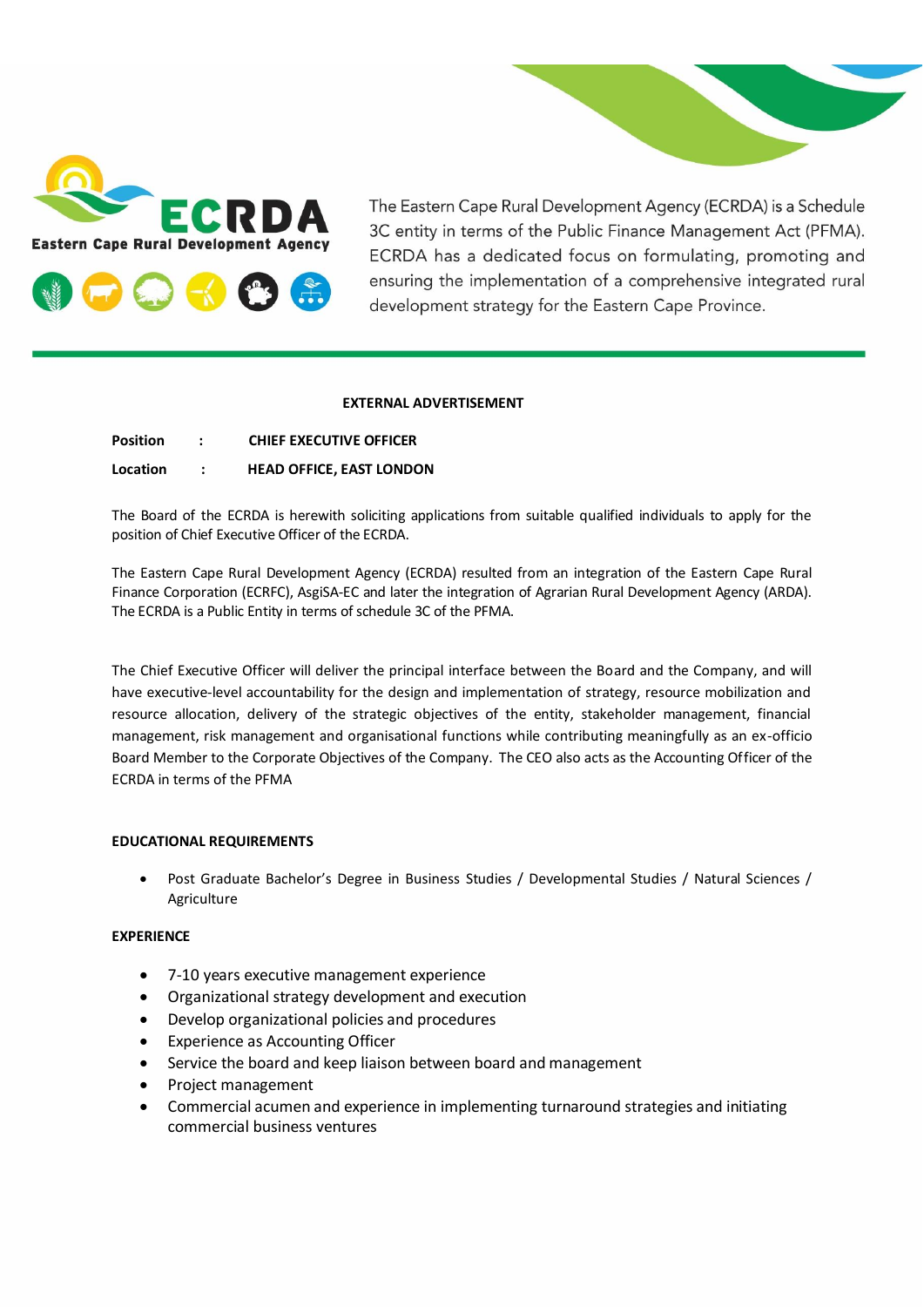ECRDA

Eastern Cape Rural Development Agency

The Eastern Cape Rural Development Agency (ECRDA) is a Schedule 3C entity in terms of the Public Finance Management Act (PFMA). ECRDA has a dedicated focus on formulating, promoting and ensuring the implementation of a comprehensive integrated rural development strategy for the Eastern Cape Province.

**EXTERNAL ADVERTISEMENT**

**Position : CHIEF EXECUTIVE OFFICER**

**Location : HEAD OFFICE, EAST LONDON**

The Board of the ECRDA is herewith soliciting applications from suitable qualified individuals to apply for the position of Chief Executive Officer of the ECRDA.

The Eastern Cape Rural Development Agency (ECRDA) resulted from an integration of the Eastern Cape Rural Finance Corporation (ECRFC), AsgiSA-EC and later the integration of Agrarian Rural Development Agency (ARDA). The ECRDA is a Public Entity in terms of schedule 3C of the PFMA.

The Chief Executive Officer will deliver the principal interface between the Board and the Company, and will have executive-level accountability for the design and implementation of strategy, resource mobilization and resource allocation, delivery of the strategic objectives of the entity, stakeholder management, financial management, risk management and organisational functions while contributing meaningfully as an ex-officio Board Member to the Corporate Objectives of the Company. The CEO also acts as the Accounting Officer of the ECRDA in terms of the PFMA

**EDUCATIONAL REQUIREMENTS**

- Post Graduate Bachelor's Degree in Business Studies / Developmental Studies / Natural Sciences / Agriculture

**EXPERIENCE**

- 7-10 years executive management experience
- Organizational strategy development and execution
- Develop organizational policies and procedures
- Experience as Accounting Officer
- Service the board and keep liaison between board and management
- Project management
- Commercial acumen and experience in implementing turnaround strategies and initiating commercial business ventures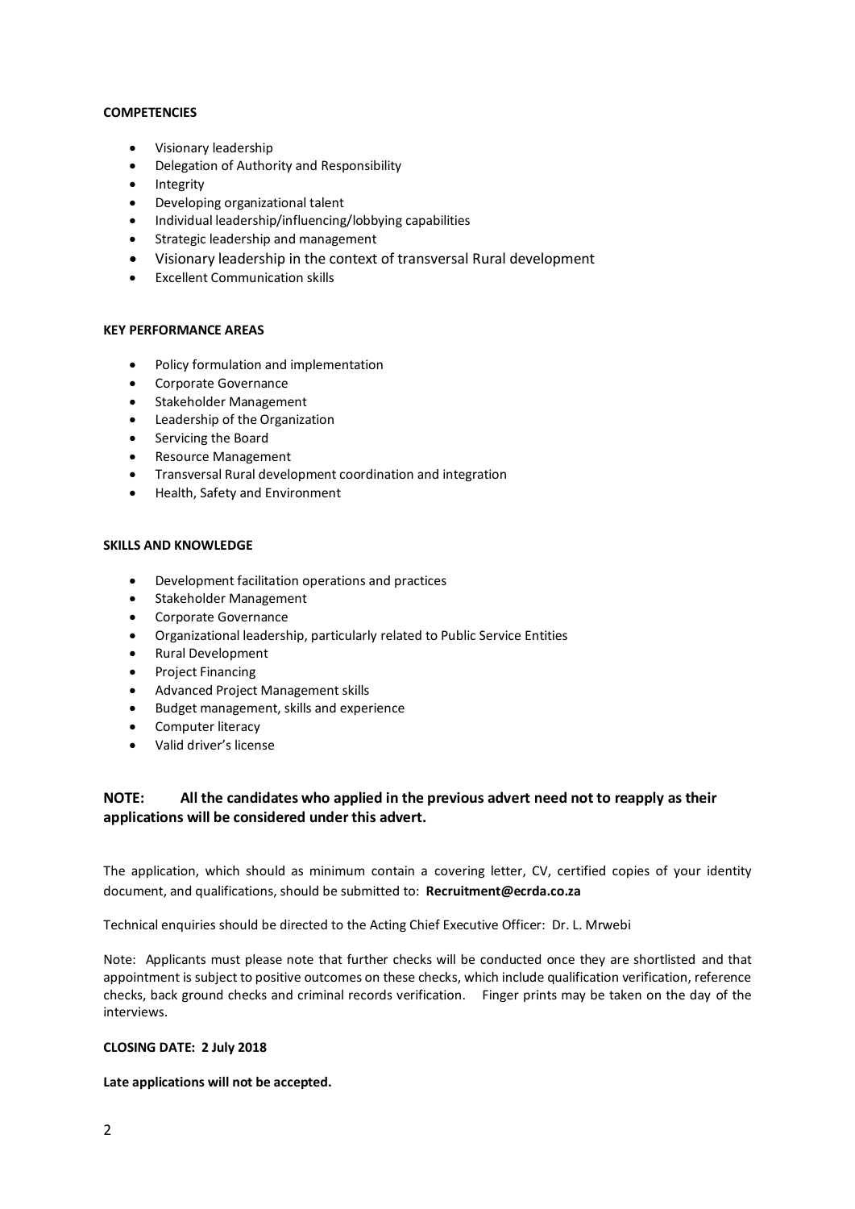**COMPETENCIES**

- Visionary leadership
- Delegation of Authority and Responsibility
- Integrity
- Developing organizational talent
- Individual leadership/influencing/lobbying capabilities
- Strategic leadership and management
- Visionary leadership in the context of transversal Rural development
- Excellent Communication skills

**KEY PERFORMANCE AREAS**

- Policy formulation and implementation
- Corporate Governance
- Stakeholder Management
- Leadership of the Organization
- Servicing the Board
- Resource Management
- Transversal Rural development coordination and integration
- Health, Safety and Environment

**SKILLS AND KNOWLEDGE**

- Development facilitation operations and practices
- Stakeholder Management
- Corporate Governance
- Organizational leadership, particularly related to Public Service Entities
- Rural Development
- Project Financing
- Advanced Project Management skills
- Budget management, skills and experience
- Computer literacy
- Valid driver's license

**NOTE: All the candidates who applied in the previous advert need not to reapply as their applications will be considered under this advert.**

The application, which should as minimum contain a covering letter, CV, certified copies of your identity document, and qualifications, should be submitted to: **Recruitment@ecrda.co.za**

Technical enquiries should be directed to the Acting Chief Executive Officer: Dr. L. Mrwebi

Note: Applicants must please note that further checks will be conducted once they are shortlisted and that appointment is subject to positive outcomes on these checks, which include qualification verification, reference checks, back ground checks and criminal records verification. Finger prints may be taken on the day of the interviews.

**CLOSING DATE: 2 July 2018**

**Late applications will not be accepted.**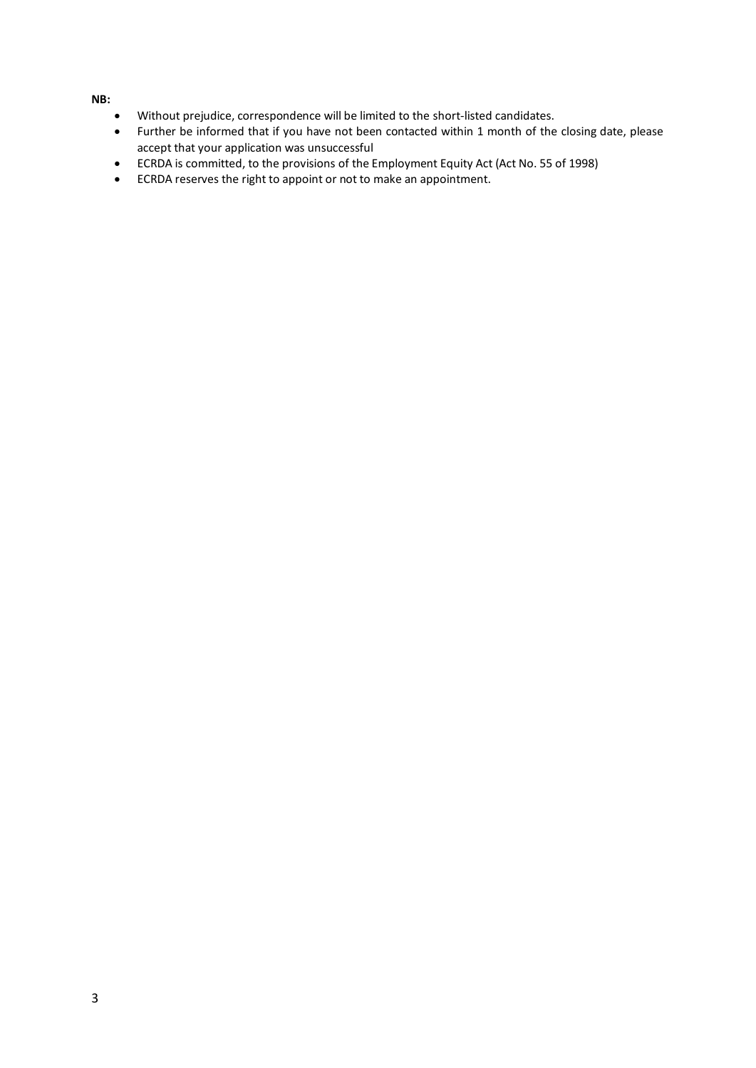**NB:**

- Without prejudice, correspondence will be limited to the short-listed candidates.
- Further be informed that if you have not been contacted within 1 month of the closing date, please accept that your application was unsuccessful
- ECRDA is committed, to the provisions of the Employment Equity Act (Act No. 55 of 1998)
- ECRDA reserves the right to appoint or not to make an appointment.